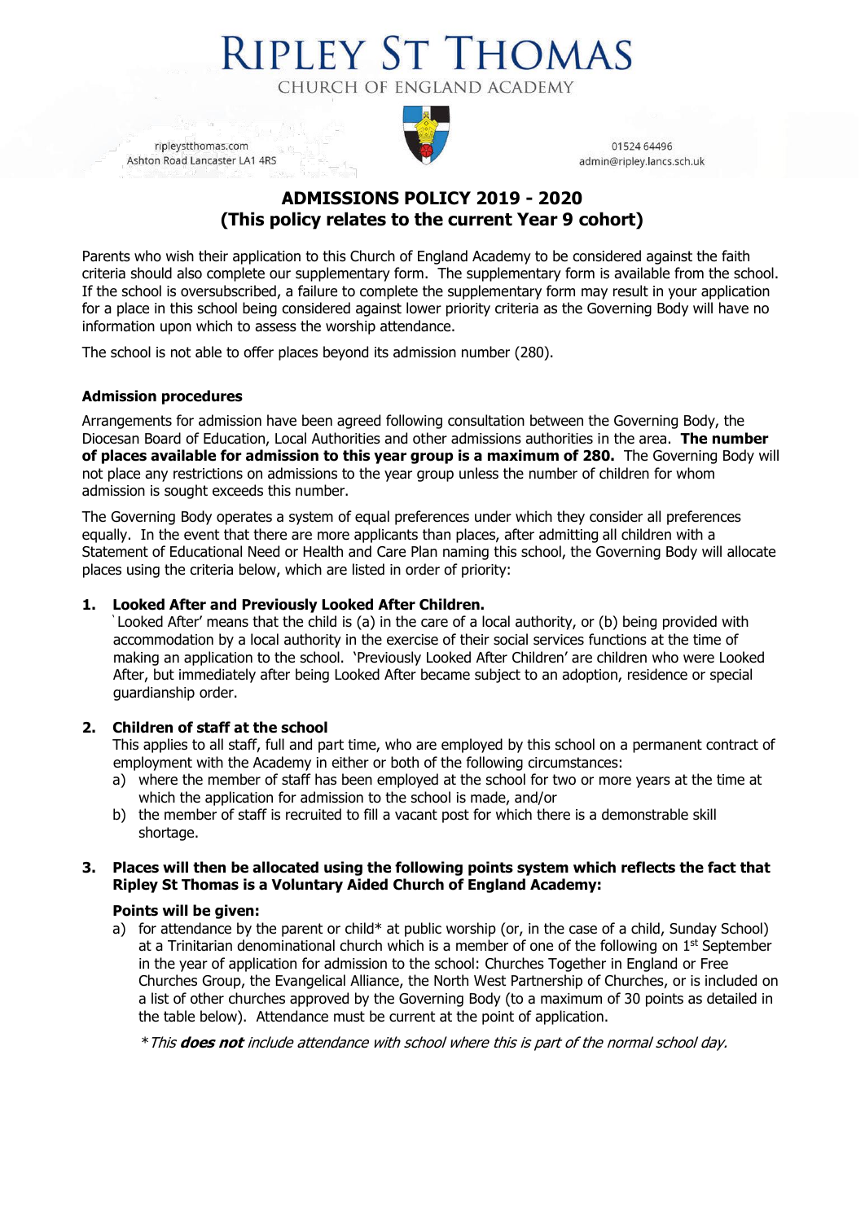# RIPLEY ST THOMAS

CHURCH OF ENGLAND ACADEMY

ripleystthomas.com
Ashton Road Lancaster LA1 4RS

01524 64496
admin@ripley.lancs.sch.uk

## ADMISSIONS POLICY 2019 - 2020
## (This policy relates to the current Year 9 cohort)

Parents who wish their application to this Church of England Academy to be considered against the faith criteria should also complete our supplementary form. The supplementary form is available from the school. If the school is oversubscribed, a failure to complete the supplementary form may result in your application for a place in this school being considered against lower priority criteria as the Governing Body will have no information upon which to assess the worship attendance.

The school is not able to offer places beyond its admission number (280).

### Admission procedures

Arrangements for admission have been agreed following consultation between the Governing Body, the Diocesan Board of Education, Local Authorities and other admissions authorities in the area. **The number of places available for admission to this year group is a maximum of 280.** The Governing Body will not place any restrictions on admissions to the year group unless the number of children for whom admission is sought exceeds this number.

The Governing Body operates a system of equal preferences under which they consider all preferences equally. In the event that there are more applicants than places, after admitting all children with a Statement of Educational Need or Health and Care Plan naming this school, the Governing Body will allocate places using the criteria below, which are listed in order of priority:

1. **Looked After and Previously Looked After Children.**
   'Looked After' means that the child is (a) in the care of a local authority, or (b) being provided with accommodation by a local authority in the exercise of their social services functions at the time of making an application to the school. 'Previously Looked After Children' are children who were Looked After, but immediately after being Looked After became subject to an adoption, residence or special guardianship order.

2. **Children of staff at the school**
   This applies to all staff, full and part time, who are employed by this school on a permanent contract of employment with the Academy in either or both of the following circumstances:
   a) where the member of staff has been employed at the school for two or more years at the time at which the application for admission to the school is made, and/or
   b) the member of staff is recruited to fill a vacant post for which there is a demonstrable skill shortage.

3. **Places will then be allocated using the following points system which reflects the fact that Ripley St Thomas is a Voluntary Aided Church of England Academy:**

   **Points will be given:**
   a) for attendance by the parent or child* at public worship (or, in the case of a child, Sunday School) at a Trinitarian denominational church which is a member of one of the following on 1st September in the year of application for admission to the school: Churches Together in England or Free Churches Group, the Evangelical Alliance, the North West Partnership of Churches, or is included on a list of other churches approved by the Governing Body (to a maximum of 30 points as detailed in the table below). Attendance must be current at the point of application.

   **This **does not** include attendance with school where this is part of the normal school day.*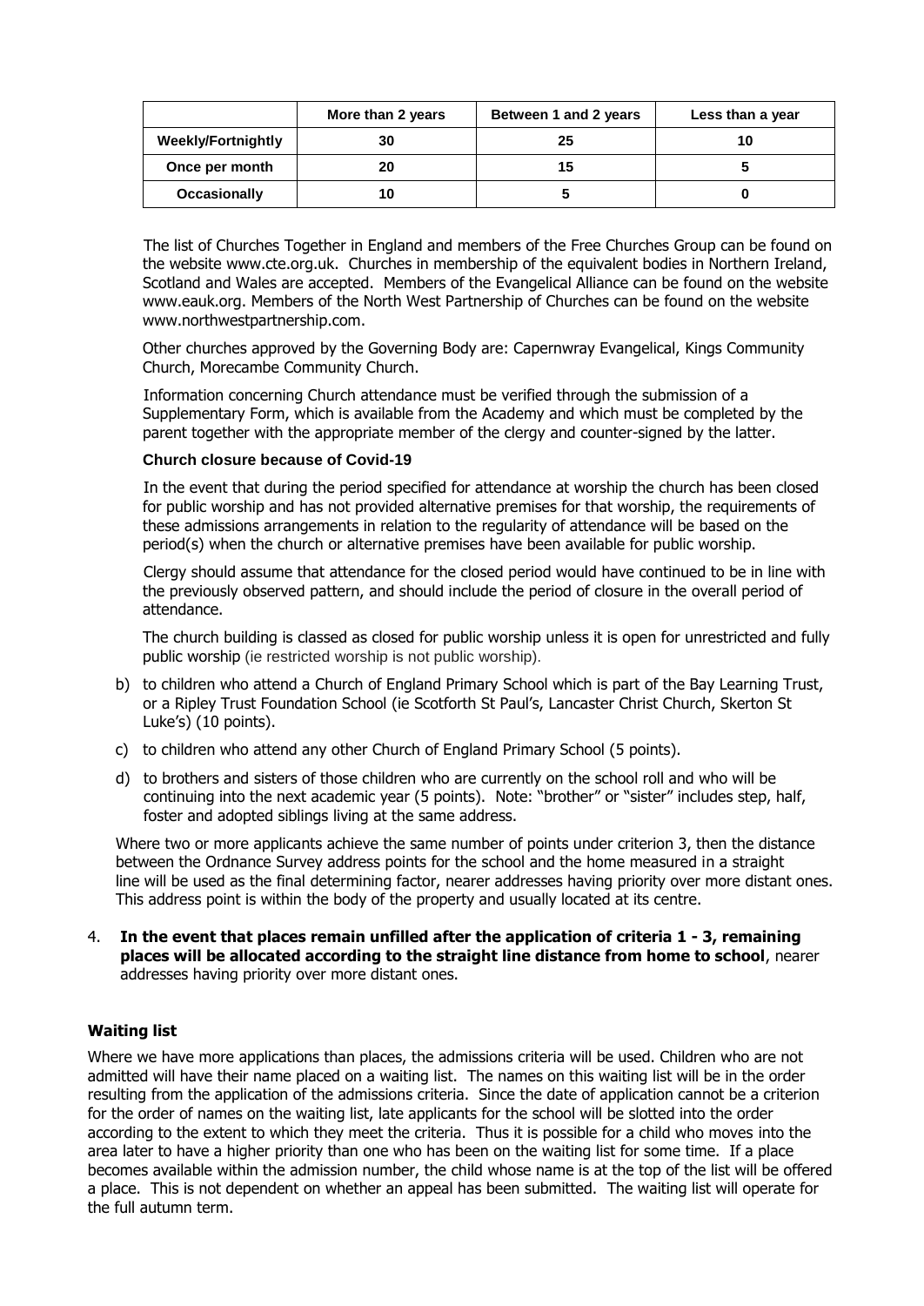| | More than 2 years | Between 1 and 2 years | Less than a year |
|---|---|---|---|
| **Weekly/Fortnightly** | 30 | 25 | 10 |
| **Once per month** | 20 | 15 | 5 |
| **Occasionally** | 10 | 5 | 0 |

The list of Churches Together in England and members of the Free Churches Group can be found on the website www.cte.org.uk. Churches in membership of the equivalent bodies in Northern Ireland, Scotland and Wales are accepted. Members of the Evangelical Alliance can be found on the website www.eauk.org. Members of the North West Partnership of Churches can be found on the website www.northwestpartnership.com.

Other churches approved by the Governing Body are: Capernwray Evangelical, Kings Community Church, Morecambe Community Church.

Information concerning Church attendance must be verified through the submission of a Supplementary Form, which is available from the Academy and which must be completed by the parent together with the appropriate member of the clergy and counter-signed by the latter.

**Church closure because of Covid-19**

In the event that during the period specified for attendance at worship the church has been closed for public worship and has not provided alternative premises for that worship, the requirements of these admissions arrangements in relation to the regularity of attendance will be based on the period(s) when the church or alternative premises have been available for public worship.

Clergy should assume that attendance for the closed period would have continued to be in line with the previously observed pattern, and should include the period of closure in the overall period of attendance.

The church building is classed as closed for public worship unless it is open for unrestricted and fully public worship (ie restricted worship is not public worship).

b) to children who attend a Church of England Primary School which is part of the Bay Learning Trust, or a Ripley Trust Foundation School (ie Scotforth St Paul's, Lancaster Christ Church, Skerton St Luke's) (10 points).

c) to children who attend any other Church of England Primary School (5 points).

d) to brothers and sisters of those children who are currently on the school roll and who will be continuing into the next academic year (5 points). Note: "brother" or "sister" includes step, half, foster and adopted siblings living at the same address.

Where two or more applicants achieve the same number of points under criterion 3, then the distance between the Ordnance Survey address points for the school and the home measured in a straight line will be used as the final determining factor, nearer addresses having priority over more distant ones. This address point is within the body of the property and usually located at its centre.

4. **In the event that places remain unfilled after the application of criteria 1 - 3, remaining places will be allocated according to the straight line distance from home to school**, nearer addresses having priority over more distant ones.

**Waiting list**

Where we have more applications than places, the admissions criteria will be used. Children who are not admitted will have their name placed on a waiting list. The names on this waiting list will be in the order resulting from the application of the admissions criteria. Since the date of application cannot be a criterion for the order of names on the waiting list, late applicants for the school will be slotted into the order according to the extent to which they meet the criteria. Thus it is possible for a child who moves into the area later to have a higher priority than one who has been on the waiting list for some time. If a place becomes available within the admission number, the child whose name is at the top of the list will be offered a place. This is not dependent on whether an appeal has been submitted. The waiting list will operate for the full autumn term.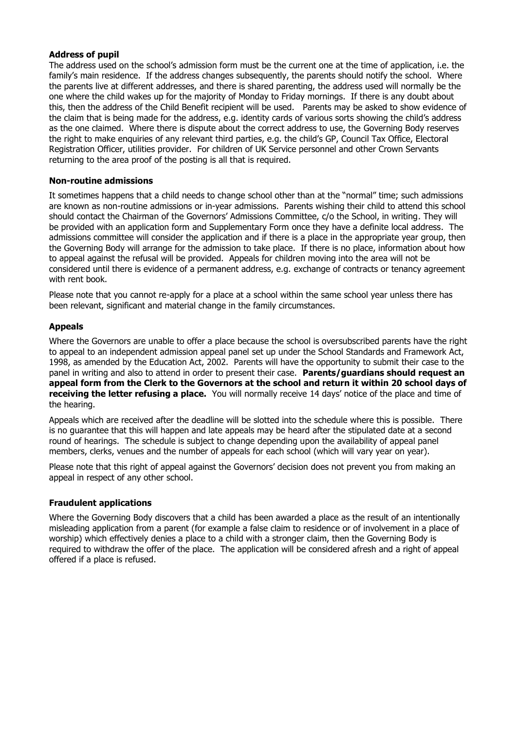**Address of pupil**

The address used on the school's admission form must be the current one at the time of application, i.e. the family's main residence. If the address changes subsequently, the parents should notify the school. Where the parents live at different addresses, and there is shared parenting, the address used will normally be the one where the child wakes up for the majority of Monday to Friday mornings. If there is any doubt about this, then the address of the Child Benefit recipient will be used. Parents may be asked to show evidence of the claim that is being made for the address, e.g. identity cards of various sorts showing the child's address as the one claimed. Where there is dispute about the correct address to use, the Governing Body reserves the right to make enquiries of any relevant third parties, e.g. the child's GP, Council Tax Office, Electoral Registration Officer, utilities provider. For children of UK Service personnel and other Crown Servants returning to the area proof of the posting is all that is required.

**Non-routine admissions**

It sometimes happens that a child needs to change school other than at the "normal" time; such admissions are known as non-routine admissions or in-year admissions. Parents wishing their child to attend this school should contact the Chairman of the Governors' Admissions Committee, c/o the School, in writing. They will be provided with an application form and Supplementary Form once they have a definite local address. The admissions committee will consider the application and if there is a place in the appropriate year group, then the Governing Body will arrange for the admission to take place. If there is no place, information about how to appeal against the refusal will be provided. Appeals for children moving into the area will not be considered until there is evidence of a permanent address, e.g. exchange of contracts or tenancy agreement with rent book.

Please note that you cannot re-apply for a place at a school within the same school year unless there has been relevant, significant and material change in the family circumstances.

**Appeals**

Where the Governors are unable to offer a place because the school is oversubscribed parents have the right to appeal to an independent admission appeal panel set up under the School Standards and Framework Act, 1998, as amended by the Education Act, 2002. Parents will have the opportunity to submit their case to the panel in writing and also to attend in order to present their case. **Parents/guardians should request an appeal form from the Clerk to the Governors at the school and return it within 20 school days of receiving the letter refusing a place.** You will normally receive 14 days' notice of the place and time of the hearing.

Appeals which are received after the deadline will be slotted into the schedule where this is possible. There is no guarantee that this will happen and late appeals may be heard after the stipulated date at a second round of hearings. The schedule is subject to change depending upon the availability of appeal panel members, clerks, venues and the number of appeals for each school (which will vary year on year).

Please note that this right of appeal against the Governors' decision does not prevent you from making an appeal in respect of any other school.

**Fraudulent applications**

Where the Governing Body discovers that a child has been awarded a place as the result of an intentionally misleading application from a parent (for example a false claim to residence or of involvement in a place of worship) which effectively denies a place to a child with a stronger claim, then the Governing Body is required to withdraw the offer of the place. The application will be considered afresh and a right of appeal offered if a place is refused.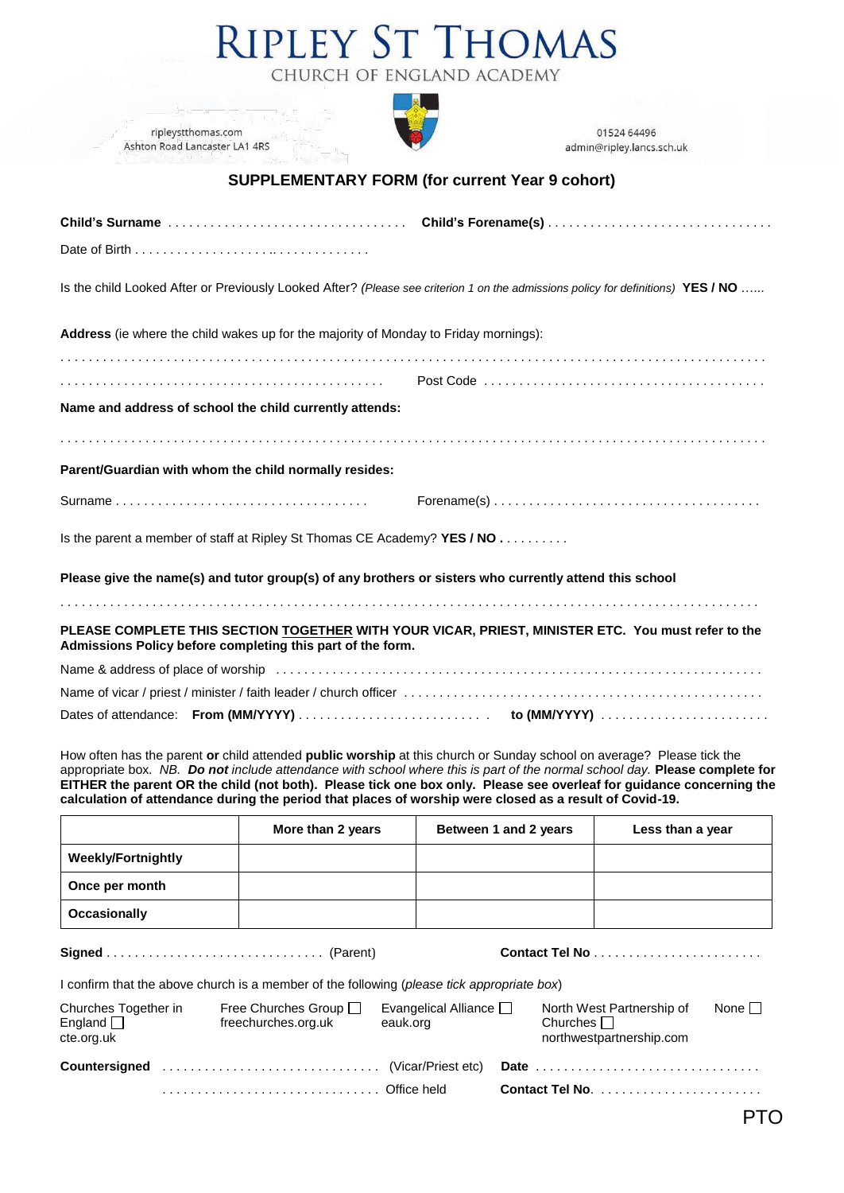# RIPLEY ST THOMAS

CHURCH OF ENGLAND ACADEMY

ripleystthomas.com
Ashton Road Lancaster LA1 4RS

01524 64496
admin@ripley.lancs.sch.uk

## SUPPLEMENTARY FORM (for current Year 9 cohort)

**Child's Surname** ................................... **Child's Forename(s)** ...............................

Date of Birth ..................................

Is the child Looked After or Previously Looked After? *(Please see criterion 1 on the admissions policy for definitions)* **YES / NO** ......

**Address** (ie where the child wakes up for the majority of Monday to Friday mornings):

.......................................................................................................

............................................... Post Code .......................................

**Name and address of school the child currently attends:**

.......................................................................................................

**Parent/Guardian with whom the child normally resides:**

Surname ................................... Forename(s) .....................................

Is the parent a member of staff at Ripley St Thomas CE Academy? **YES / NO .** .........

**Please give the name(s) and tutor group(s) of any brothers or sisters who currently attend this school**

.......................................................................................................

**PLEASE COMPLETE THIS SECTION TOGETHER WITH YOUR VICAR, PRIEST, MINISTER ETC. You must refer to the Admissions Policy before completing this part of the form.**

Name & address of place of worship .......................................................................

Name of vicar / priest / minister / faith leader / church officer .................................................

Dates of attendance: **From (MM/YYYY)** .......................... **to (MM/YYYY)** ........................

How often has the parent **or** child attended **public worship** at this church or Sunday school on average? Please tick the appropriate box. *NB.* ***Do not*** *include attendance with school where this is part of the normal school day.* **Please complete for EITHER the parent OR the child (not both). Please tick one box only. Please see overleaf for guidance concerning the calculation of attendance during the period that places of worship were closed as a result of Covid-19.**

| | More than 2 years | Between 1 and 2 years | Less than a year |
|---|---|---|---|
| **Weekly/Fortnightly** | | | |
| **Once per month** | | | |
| **Occasionally** | | | |

**Signed** .............................. (Parent) **Contact Tel No** ........................

I confirm that the above church is a member of the following (*please tick appropriate box*)

Churches Together in England ☐ cte.org.uk | Free Churches Group ☐ freechurches.org.uk | Evangelical Alliance ☐ eauk.org | North West Partnership of Churches ☐ northwestpartnership.com | None ☐

**Countersigned** .............................. (Vicar/Priest etc) **Date** ...............................

.............................. Office held **Contact Tel No.** .......................

PTO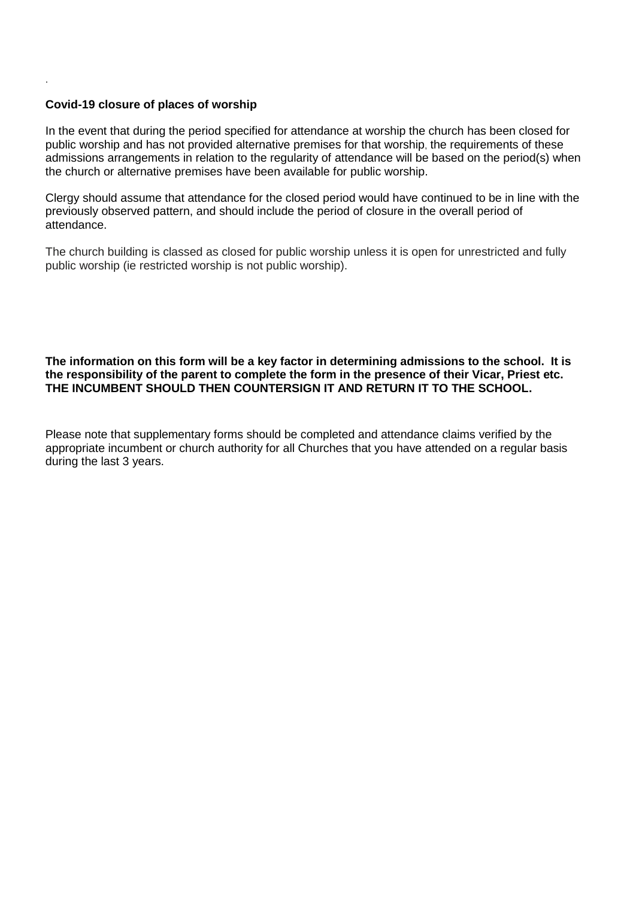**Covid-19 closure of places of worship**

In the event that during the period specified for attendance at worship the church has been closed for public worship and has not provided alternative premises for that worship, the requirements of these admissions arrangements in relation to the regularity of attendance will be based on the period(s) when the church or alternative premises have been available for public worship.

Clergy should assume that attendance for the closed period would have continued to be in line with the previously observed pattern, and should include the period of closure in the overall period of attendance.

The church building is classed as closed for public worship unless it is open for unrestricted and fully public worship (ie restricted worship is not public worship).

**The information on this form will be a key factor in determining admissions to the school. It is the responsibility of the parent to complete the form in the presence of their Vicar, Priest etc. THE INCUMBENT SHOULD THEN COUNTERSIGN IT AND RETURN IT TO THE SCHOOL.**

Please note that supplementary forms should be completed and attendance claims verified by the appropriate incumbent or church authority for all Churches that you have attended on a regular basis during the last 3 years.